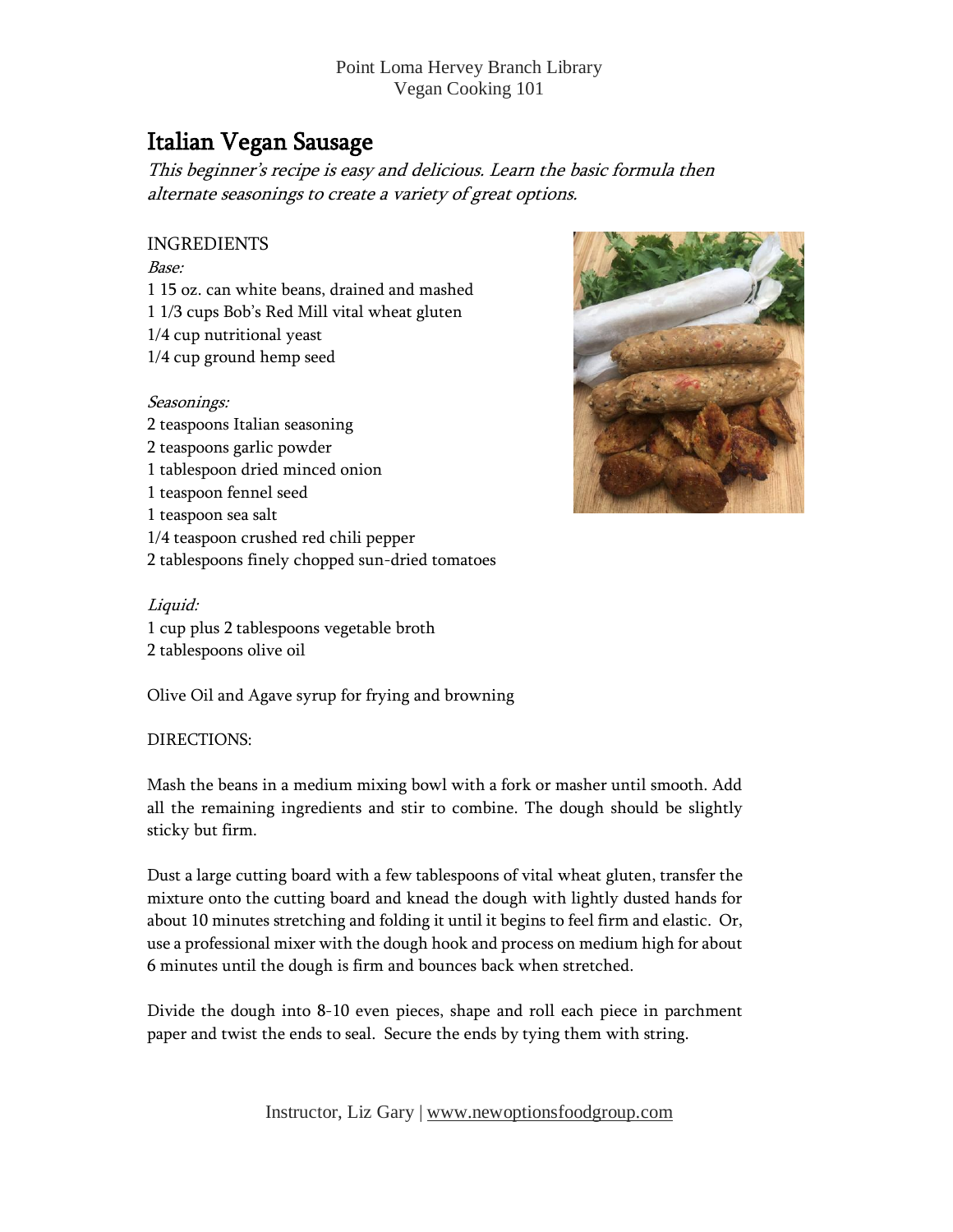# Italian Vegan Sausage

*This beginner's recipe is easy and delicious. Learn the basic formula then alternate seasonings to create a variety of great options.*

INGREDIENTS

*Base:*

1 15 oz. can white beans, drained and mashed
1 1/3 cups Bob's Red Mill vital wheat gluten
1/4 cup nutritional yeast
1/4 cup ground hemp seed

*Seasonings:*

2 teaspoons Italian seasoning
2 teaspoons garlic powder
1 tablespoon dried minced onion
1 teaspoon fennel seed
1 teaspoon sea salt
1/4 teaspoon crushed red chili pepper
2 tablespoons finely chopped sun-dried tomatoes

*Liquid:*

1 cup plus 2 tablespoons vegetable broth
2 tablespoons olive oil

Olive Oil and Agave syrup for frying and browning

DIRECTIONS:

Mash the beans in a medium mixing bowl with a fork or masher until smooth. Add all the remaining ingredients and stir to combine. The dough should be slightly sticky but firm.

Dust a large cutting board with a few tablespoons of vital wheat gluten, transfer the mixture onto the cutting board and knead the dough with lightly dusted hands for about 10 minutes stretching and folding it until it begins to feel firm and elastic. Or, use a professional mixer with the dough hook and process on medium high for about 6 minutes until the dough is firm and bounces back when stretched.

Divide the dough into 8-10 even pieces, shape and roll each piece in parchment paper and twist the ends to seal. Secure the ends by tying them with string.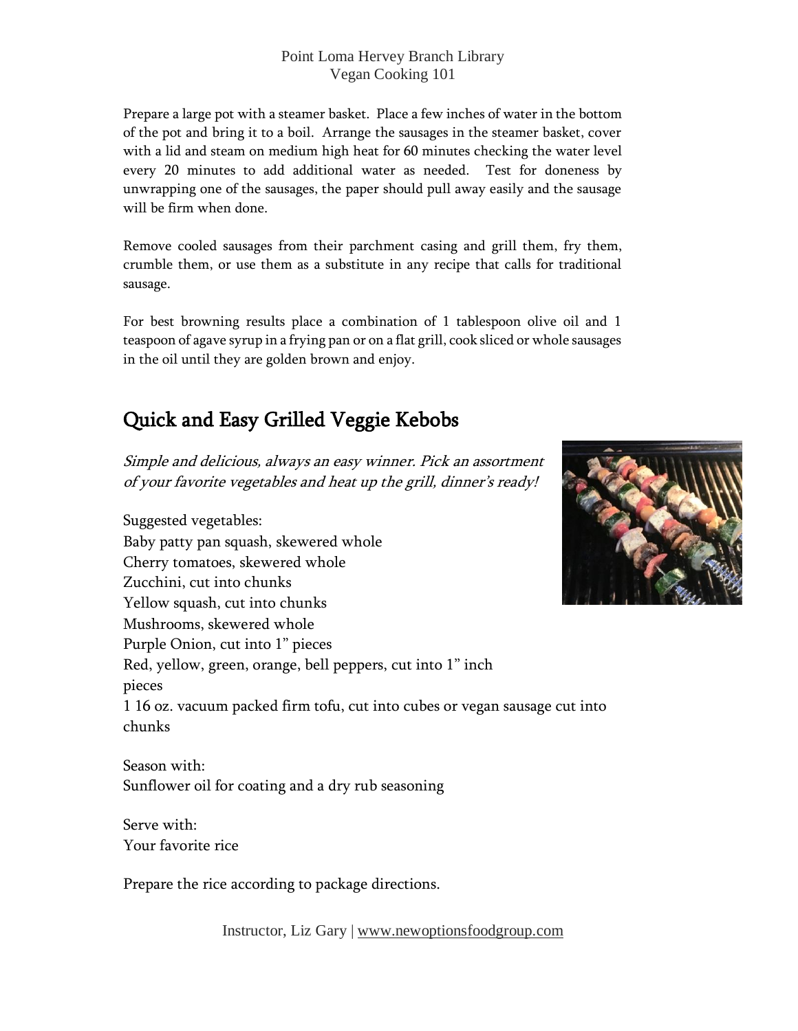Prepare a large pot with a steamer basket. Place a few inches of water in the bottom of the pot and bring it to a boil. Arrange the sausages in the steamer basket, cover with a lid and steam on medium high heat for 60 minutes checking the water level every 20 minutes to add additional water as needed. Test for doneness by unwrapping one of the sausages, the paper should pull away easily and the sausage will be firm when done.

Remove cooled sausages from their parchment casing and grill them, fry them, crumble them, or use them as a substitute in any recipe that calls for traditional sausage.

For best browning results place a combination of 1 tablespoon olive oil and 1 teaspoon of agave syrup in a frying pan or on a flat grill, cook sliced or whole sausages in the oil until they are golden brown and enjoy.

## Quick and Easy Grilled Veggie Kebobs

*Simple and delicious, always an easy winner. Pick an assortment of your favorite vegetables and heat up the grill, dinner's ready!*

Suggested vegetables:
Baby patty pan squash, skewered whole
Cherry tomatoes, skewered whole
Zucchini, cut into chunks
Yellow squash, cut into chunks
Mushrooms, skewered whole
Purple Onion, cut into 1" pieces
Red, yellow, green, orange, bell peppers, cut into 1" inch pieces
1 16 oz. vacuum packed firm tofu, cut into cubes or vegan sausage cut into chunks

Season with:
Sunflower oil for coating and a dry rub seasoning

Serve with:
Your favorite rice

Prepare the rice according to package directions.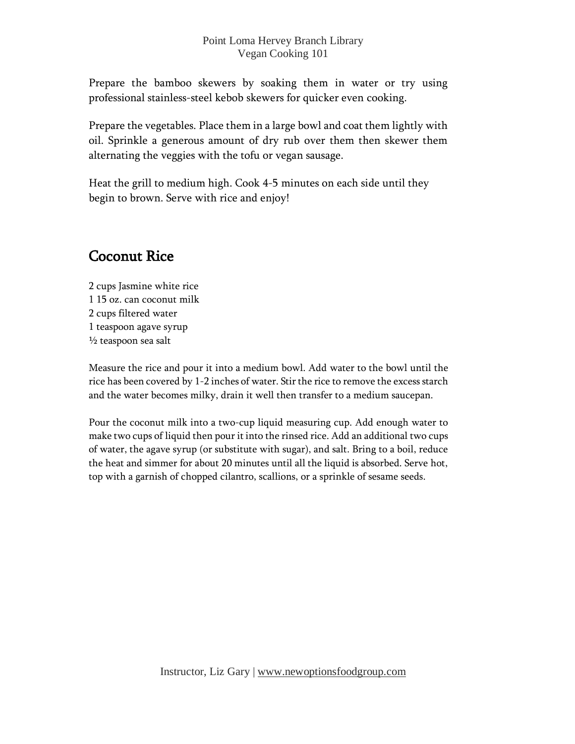Prepare the bamboo skewers by soaking them in water or try using professional stainless-steel kebob skewers for quicker even cooking.

Prepare the vegetables. Place them in a large bowl and coat them lightly with oil. Sprinkle a generous amount of dry rub over them then skewer them alternating the veggies with the tofu or vegan sausage.

Heat the grill to medium high. Cook 4-5 minutes on each side until they begin to brown. Serve with rice and enjoy!

## Coconut Rice

2 cups Jasmine white rice
1 15 oz. can coconut milk
2 cups filtered water
1 teaspoon agave syrup
½ teaspoon sea salt

Measure the rice and pour it into a medium bowl. Add water to the bowl until the rice has been covered by 1-2 inches of water. Stir the rice to remove the excess starch and the water becomes milky, drain it well then transfer to a medium saucepan.

Pour the coconut milk into a two-cup liquid measuring cup. Add enough water to make two cups of liquid then pour it into the rinsed rice. Add an additional two cups of water, the agave syrup (or substitute with sugar), and salt. Bring to a boil, reduce the heat and simmer for about 20 minutes until all the liquid is absorbed. Serve hot, top with a garnish of chopped cilantro, scallions, or a sprinkle of sesame seeds.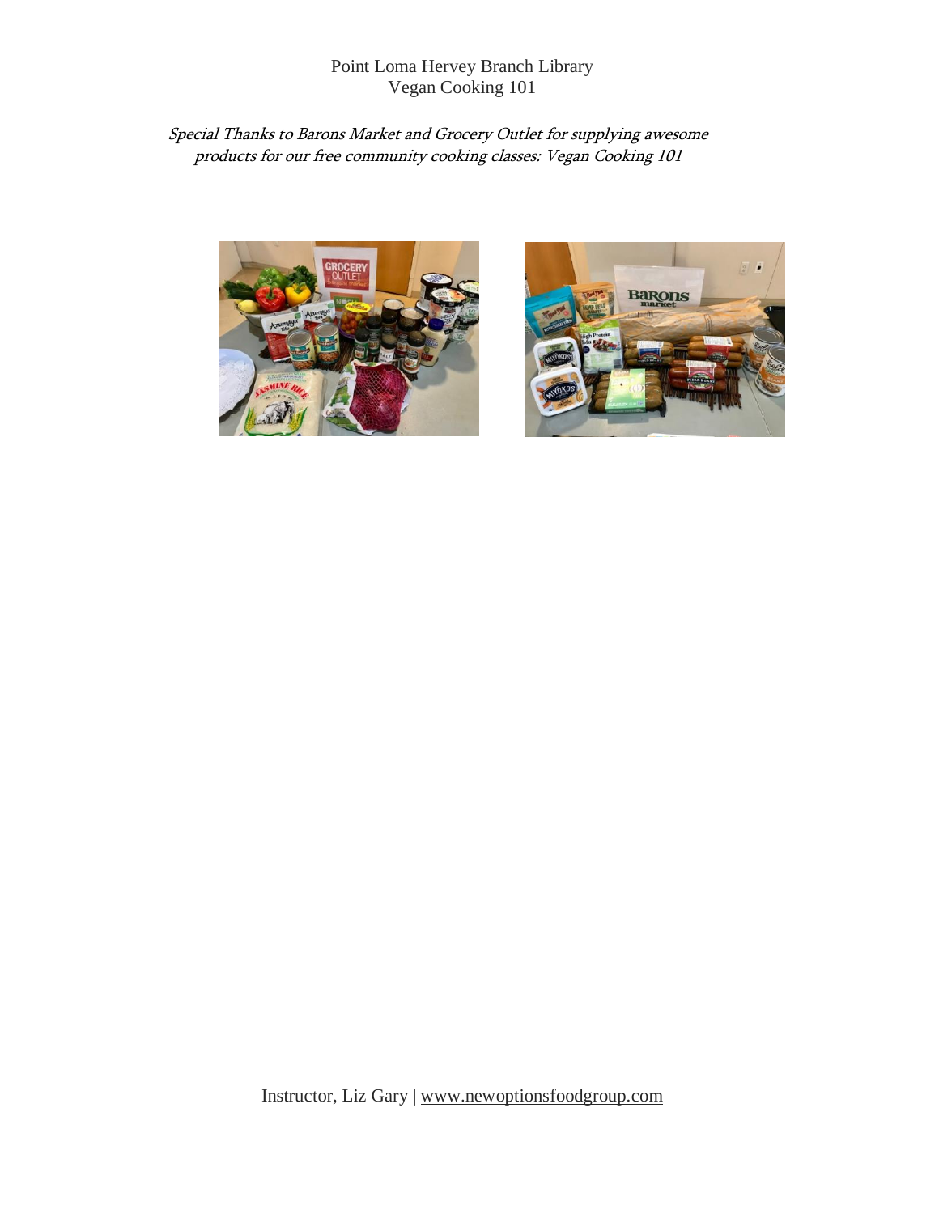Point Loma Hervey Branch Library
Vegan Cooking 101

*Special Thanks to Barons Market and Grocery Outlet for supplying awesome products for our free community cooking classes: Vegan Cooking 101*

Instructor, Liz Gary | www.newoptionsfoodgroup.com